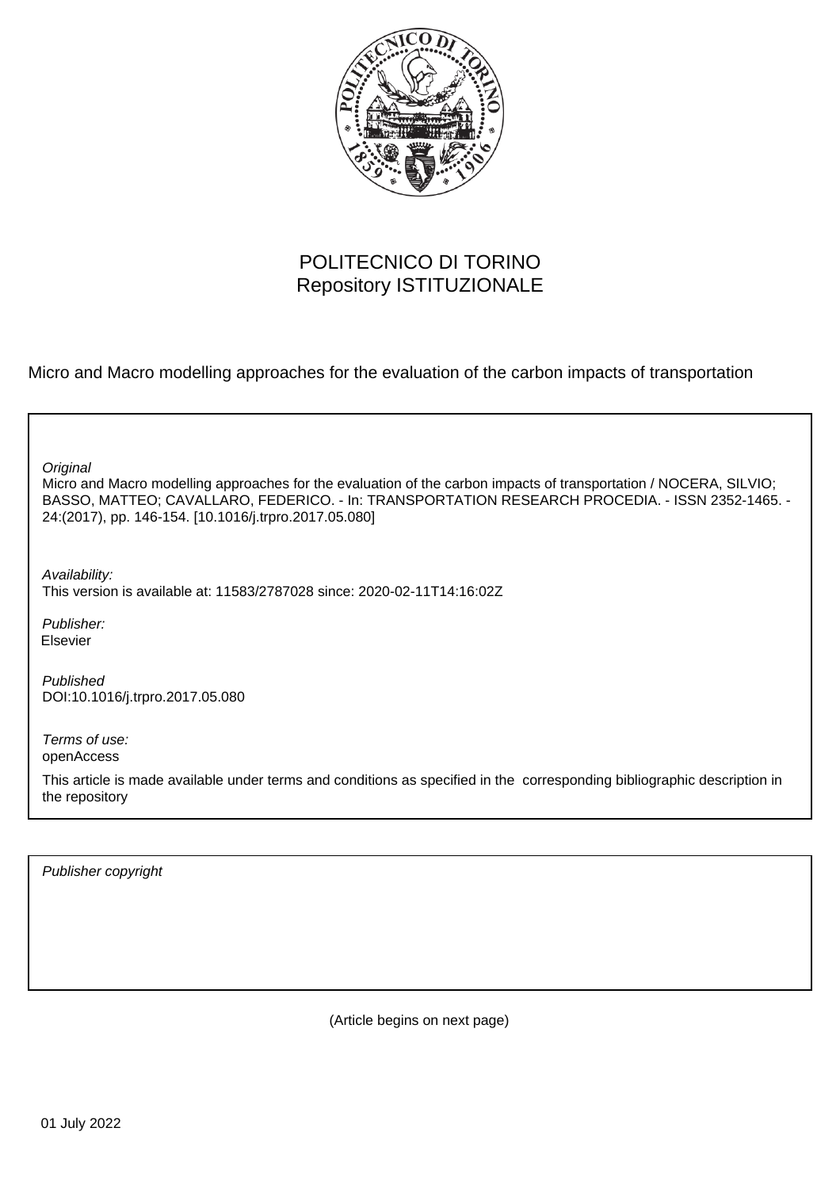POLITECNICO DI TORINO
Repository ISTITUZIONALE

Micro and Macro modelling approaches for the evaluation of the carbon impacts of transportation

*Original*
Micro and Macro modelling approaches for the evaluation of the carbon impacts of transportation / NOCERA, SILVIO; BASSO, MATTEO; CAVALLARO, FEDERICO. - In: TRANSPORTATION RESEARCH PROCEDIA. - ISSN 2352-1465. - 24:(2017), pp. 146-154. [10.1016/j.trpro.2017.05.080]

*Availability:*
This version is available at: 11583/2787028 since: 2020-02-11T14:16:02Z

*Publisher:*
Elsevier

*Published*
DOI:10.1016/j.trpro.2017.05.080

*Terms of use:*
openAccess

This article is made available under terms and conditions as specified in the corresponding bibliographic description in the repository

*Publisher copyright*

(Article begins on next page)

01 July 2022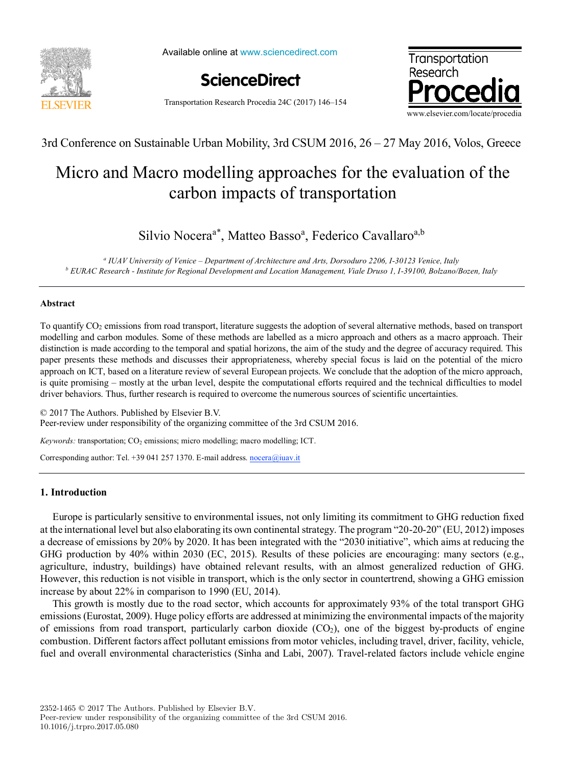# Micro and Macro modelling approaches for the evaluation of the carbon impacts of transportation

Silvio Nocera[a*], Matteo Basso[a], Federico Cavallaro[a,b]

[a] *IUAV University of Venice – Department of Architecture and Arts, Dorsoduro 2206, I-30123 Venice, Italy*
[b] *EURAC Research - Institute for Regional Development and Location Management, Viale Druso 1, I-39100, Bolzano/Bozen, Italy*

## Abstract

To quantify $CO_2$ emissions from road transport, literature suggests the adoption of several alternative methods, based on transport modelling and carbon modules. Some of these methods are labelled as a micro approach and others as a macro approach. Their distinction is made according to the temporal and spatial horizons, the aim of the study and the degree of accuracy required. This paper presents these methods and discusses their appropriateness, whereby special focus is laid on the potential of the micro approach on ICT, based on a literature review of several European projects. We conclude that the adoption of the micro approach, is quite promising – mostly at the urban level, despite the computational efforts required and the technical difficulties to model driver behaviors. Thus, further research is required to overcome the numerous sources of scientific uncertainties.

© 2017 The Authors. Published by Elsevier B.V.
Peer-review under responsibility of the organizing committee of the 3rd CSUM 2016.

*Keywords:* transportation; $CO_2$ emissions; micro modelling; macro modelling; ICT.

Corresponding author: Tel. +39 041 257 1370. E-mail address. nocera@iuav.it

## 1. Introduction

Europe is particularly sensitive to environmental issues, not only limiting its commitment to GHG reduction fixed at the international level but also elaborating its own continental strategy. The program "20-20-20" (EU, 2012) imposes a decrease of emissions by 20% by 2020. It has been integrated with the "2030 initiative", which aims at reducing the GHG production by 40% within 2030 (EC, 2015). Results of these policies are encouraging: many sectors (e.g., agriculture, industry, buildings) have obtained relevant results, with an almost generalized reduction of GHG. However, this reduction is not visible in transport, which is the only sector in countertrend, showing a GHG emission increase by about 22% in comparison to 1990 (EU, 2014).

This growth is mostly due to the road sector, which accounts for approximately 93% of the total transport GHG emissions (Eurostat, 2009). Huge policy efforts are addressed at minimizing the environmental impacts of the majority of emissions from road transport, particularly carbon dioxide ($CO_2$), one of the biggest by-products of engine combustion. Different factors affect pollutant emissions from motor vehicles, including travel, driver, facility, vehicle, fuel and overall environmental characteristics (Sinha and Labi, 2007). Travel-related factors include vehicle engine

2352-1465 © 2017 The Authors. Published by Elsevier B.V.
Peer-review under responsibility of the organizing committee of the 3rd CSUM 2016.
10.1016/j.trpro.2017.05.080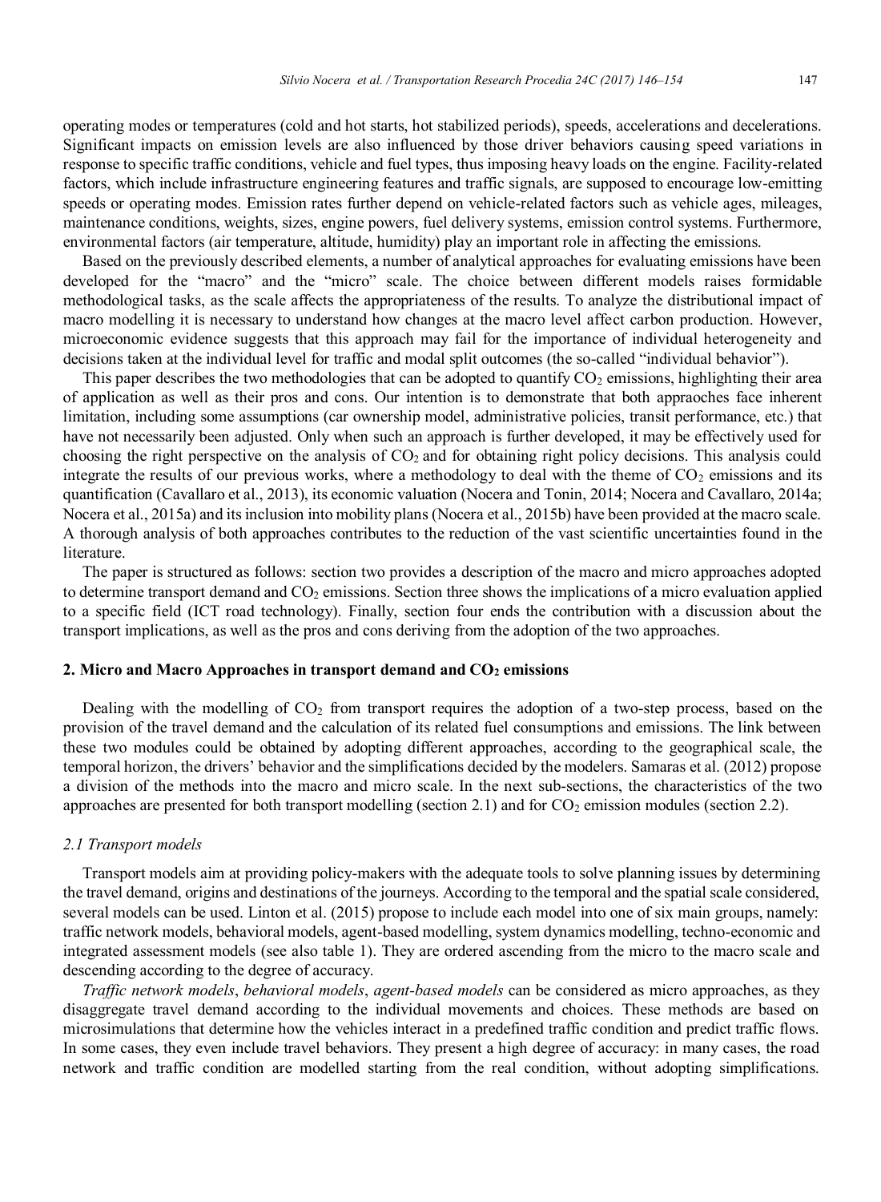operating modes or temperatures (cold and hot starts, hot stabilized periods), speeds, accelerations and decelerations. Significant impacts on emission levels are also influenced by those driver behaviors causing speed variations in response to specific traffic conditions, vehicle and fuel types, thus imposing heavy loads on the engine. Facility-related factors, which include infrastructure engineering features and traffic signals, are supposed to encourage low-emitting speeds or operating modes. Emission rates further depend on vehicle-related factors such as vehicle ages, mileages, maintenance conditions, weights, sizes, engine powers, fuel delivery systems, emission control systems. Furthermore, environmental factors (air temperature, altitude, humidity) play an important role in affecting the emissions.

Based on the previously described elements, a number of analytical approaches for evaluating emissions have been developed for the "macro" and the "micro" scale. The choice between different models raises formidable methodological tasks, as the scale affects the appropriateness of the results. To analyze the distributional impact of macro modelling it is necessary to understand how changes at the macro level affect carbon production. However, microeconomic evidence suggests that this approach may fail for the importance of individual heterogeneity and decisions taken at the individual level for traffic and modal split outcomes (the so-called "individual behavior").

This paper describes the two methodologies that can be adopted to quantify $CO_2$ emissions, highlighting their area of application as well as their pros and cons. Our intention is to demonstrate that both appraoches face inherent limitation, including some assumptions (car ownership model, administrative policies, transit performance, etc.) that have not necessarily been adjusted. Only when such an approach is further developed, it may be effectively used for choosing the right perspective on the analysis of $CO_2$ and for obtaining right policy decisions. This analysis could integrate the results of our previous works, where a methodology to deal with the theme of $CO_2$ emissions and its quantification (Cavallaro et al., 2013), its economic valuation (Nocera and Tonin, 2014; Nocera and Cavallaro, 2014a; Nocera et al., 2015a) and its inclusion into mobility plans (Nocera et al., 2015b) have been provided at the macro scale. A thorough analysis of both approaches contributes to the reduction of the vast scientific uncertainties found in the literature.

The paper is structured as follows: section two provides a description of the macro and micro approaches adopted to determine transport demand and $CO_2$ emissions. Section three shows the implications of a micro evaluation applied to a specific field (ICT road technology). Finally, section four ends the contribution with a discussion about the transport implications, as well as the pros and cons deriving from the adoption of the two approaches.

## 2. Micro and Macro Approaches in transport demand and $CO_2$ emissions

Dealing with the modelling of $CO_2$ from transport requires the adoption of a two-step process, based on the provision of the travel demand and the calculation of its related fuel consumptions and emissions. The link between these two modules could be obtained by adopting different approaches, according to the geographical scale, the temporal horizon, the drivers' behavior and the simplifications decided by the modelers. Samaras et al. (2012) propose a division of the methods into the macro and micro scale. In the next sub-sections, the characteristics of the two approaches are presented for both transport modelling (section 2.1) and for $CO_2$ emission modules (section 2.2).

### *2.1 Transport models*

Transport models aim at providing policy-makers with the adequate tools to solve planning issues by determining the travel demand, origins and destinations of the journeys. According to the temporal and the spatial scale considered, several models can be used. Linton et al. (2015) propose to include each model into one of six main groups, namely: traffic network models, behavioral models, agent-based modelling, system dynamics modelling, techno-economic and integrated assessment models (see also table 1). They are ordered ascending from the micro to the macro scale and descending according to the degree of accuracy.

*Traffic network models*, *behavioral models*, *agent-based models* can be considered as micro approaches, as they disaggregate travel demand according to the individual movements and choices. These methods are based on microsimulations that determine how the vehicles interact in a predefined traffic condition and predict traffic flows. In some cases, they even include travel behaviors. They present a high degree of accuracy: in many cases, the road network and traffic condition are modelled starting from the real condition, without adopting simplifications.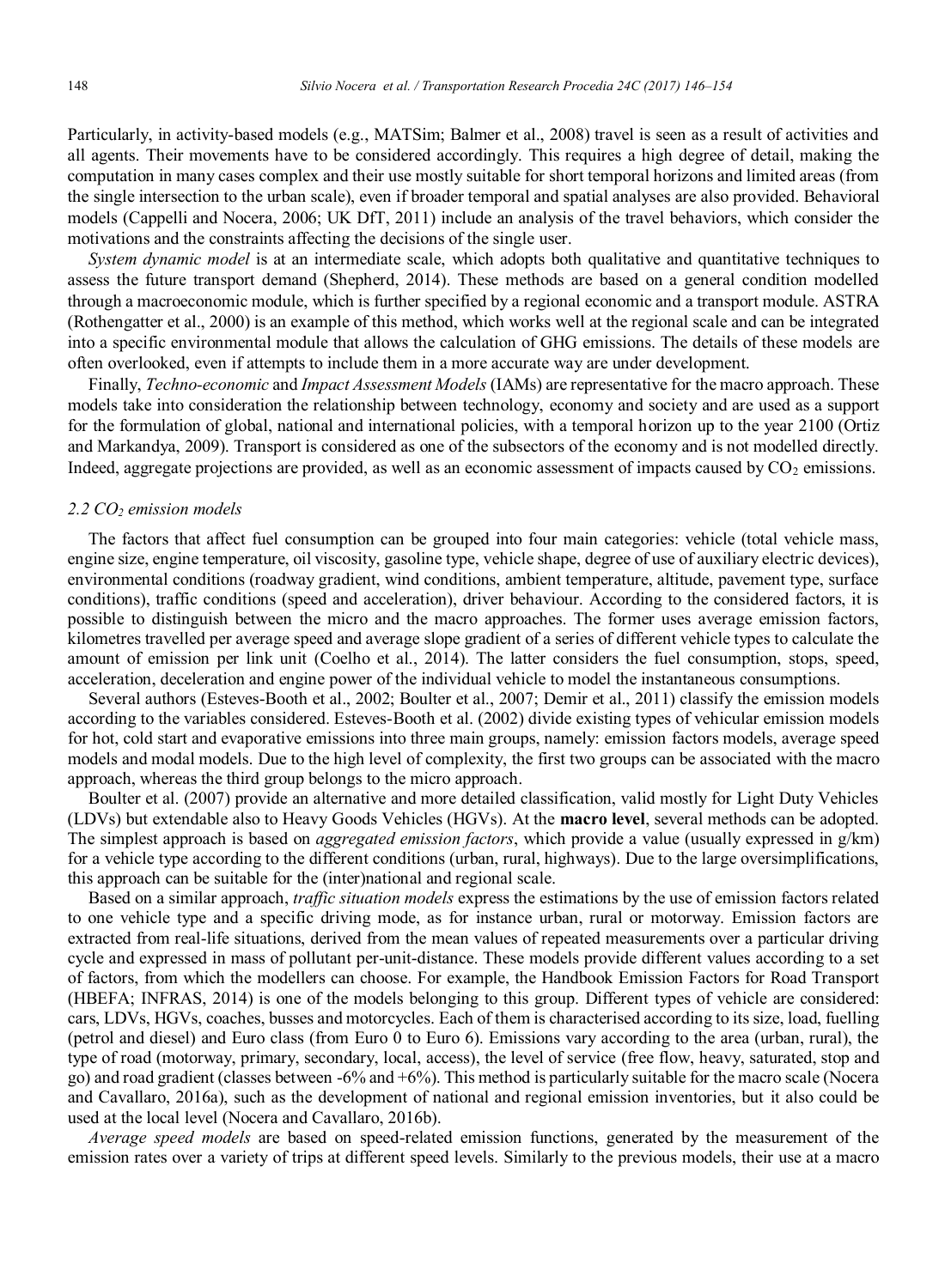Particularly, in activity-based models (e.g., MATSim; Balmer et al., 2008) travel is seen as a result of activities and all agents. Their movements have to be considered accordingly. This requires a high degree of detail, making the computation in many cases complex and their use mostly suitable for short temporal horizons and limited areas (from the single intersection to the urban scale), even if broader temporal and spatial analyses are also provided. Behavioral models (Cappelli and Nocera, 2006; UK DfT, 2011) include an analysis of the travel behaviors, which consider the motivations and the constraints affecting the decisions of the single user.

*System dynamic model* is at an intermediate scale, which adopts both qualitative and quantitative techniques to assess the future transport demand (Shepherd, 2014). These methods are based on a general condition modelled through a macroeconomic module, which is further specified by a regional economic and a transport module. ASTRA (Rothengatter et al., 2000) is an example of this method, which works well at the regional scale and can be integrated into a specific environmental module that allows the calculation of GHG emissions. The details of these models are often overlooked, even if attempts to include them in a more accurate way are under development.

Finally, *Techno-economic* and *Impact Assessment Models* (IAMs) are representative for the macro approach. These models take into consideration the relationship between technology, economy and society and are used as a support for the formulation of global, national and international policies, with a temporal horizon up to the year 2100 (Ortiz and Markandya, 2009). Transport is considered as one of the subsectors of the economy and is not modelled directly. Indeed, aggregate projections are provided, as well as an economic assessment of impacts caused by $CO_2$ emissions.

### *2.2 $CO_2$ emission models*

The factors that affect fuel consumption can be grouped into four main categories: vehicle (total vehicle mass, engine size, engine temperature, oil viscosity, gasoline type, vehicle shape, degree of use of auxiliary electric devices), environmental conditions (roadway gradient, wind conditions, ambient temperature, altitude, pavement type, surface conditions), traffic conditions (speed and acceleration), driver behaviour. According to the considered factors, it is possible to distinguish between the micro and the macro approaches. The former uses average emission factors, kilometres travelled per average speed and average slope gradient of a series of different vehicle types to calculate the amount of emission per link unit (Coelho et al., 2014). The latter considers the fuel consumption, stops, speed, acceleration, deceleration and engine power of the individual vehicle to model the instantaneous consumptions.

Several authors (Esteves-Booth et al., 2002; Boulter et al., 2007; Demir et al., 2011) classify the emission models according to the variables considered. Esteves-Booth et al. (2002) divide existing types of vehicular emission models for hot, cold start and evaporative emissions into three main groups, namely: emission factors models, average speed models and modal models. Due to the high level of complexity, the first two groups can be associated with the macro approach, whereas the third group belongs to the micro approach.

Boulter et al. (2007) provide an alternative and more detailed classification, valid mostly for Light Duty Vehicles (LDVs) but extendable also to Heavy Goods Vehicles (HGVs). At the **macro level**, several methods can be adopted. The simplest approach is based on *aggregated emission factors*, which provide a value (usually expressed in g/km) for a vehicle type according to the different conditions (urban, rural, highways). Due to the large oversimplifications, this approach can be suitable for the (inter)national and regional scale.

Based on a similar approach, *traffic situation models* express the estimations by the use of emission factors related to one vehicle type and a specific driving mode, as for instance urban, rural or motorway. Emission factors are extracted from real-life situations, derived from the mean values of repeated measurements over a particular driving cycle and expressed in mass of pollutant per-unit-distance. These models provide different values according to a set of factors, from which the modellers can choose. For example, the Handbook Emission Factors for Road Transport (HBEFA; INFRAS, 2014) is one of the models belonging to this group. Different types of vehicle are considered: cars, LDVs, HGVs, coaches, busses and motorcycles. Each of them is characterised according to its size, load, fuelling (petrol and diesel) and Euro class (from Euro 0 to Euro 6). Emissions vary according to the area (urban, rural), the type of road (motorway, primary, secondary, local, access), the level of service (free flow, heavy, saturated, stop and go) and road gradient (classes between -6% and +6%). This method is particularly suitable for the macro scale (Nocera and Cavallaro, 2016a), such as the development of national and regional emission inventories, but it also could be used at the local level (Nocera and Cavallaro, 2016b).

*Average speed models* are based on speed-related emission functions, generated by the measurement of the emission rates over a variety of trips at different speed levels. Similarly to the previous models, their use at a macro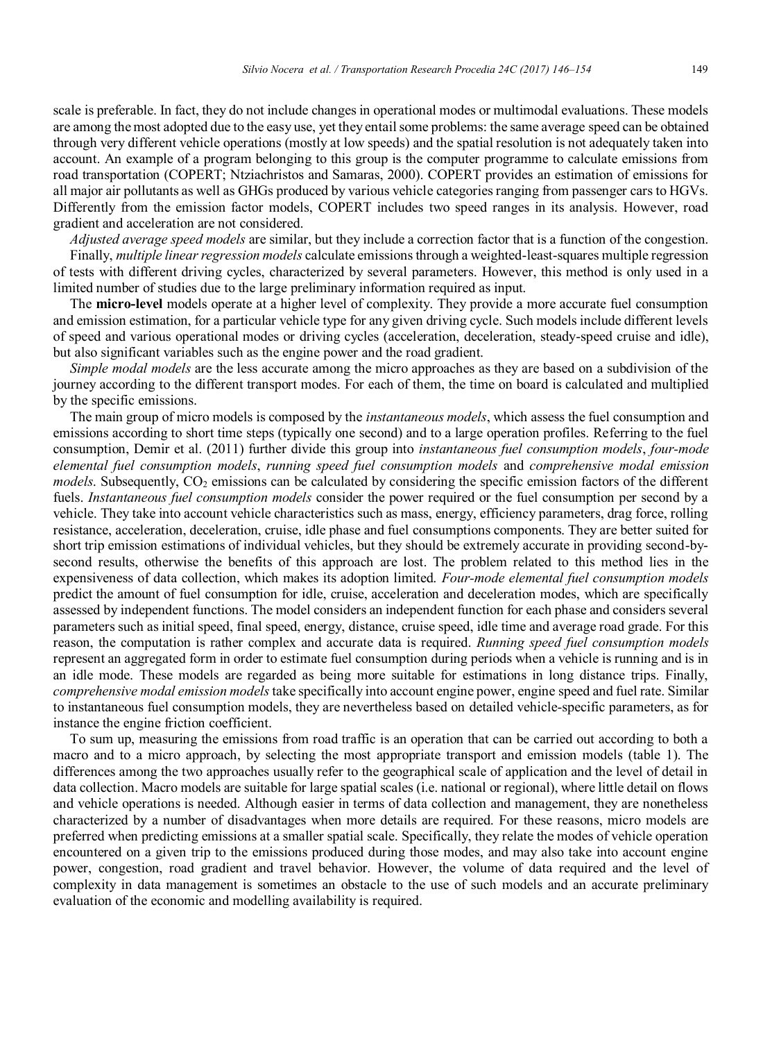scale is preferable. In fact, they do not include changes in operational modes or multimodal evaluations. These models are among the most adopted due to the easy use, yet they entail some problems: the same average speed can be obtained through very different vehicle operations (mostly at low speeds) and the spatial resolution is not adequately taken into account. An example of a program belonging to this group is the computer programme to calculate emissions from road transportation (COPERT; Ntziachristos and Samaras, 2000). COPERT provides an estimation of emissions for all major air pollutants as well as GHGs produced by various vehicle categories ranging from passenger cars to HGVs. Differently from the emission factor models, COPERT includes two speed ranges in its analysis. However, road gradient and acceleration are not considered.

*Adjusted average speed models* are similar, but they include a correction factor that is a function of the congestion.

Finally, *multiple linear regression models* calculate emissions through a weighted-least-squares multiple regression of tests with different driving cycles, characterized by several parameters. However, this method is only used in a limited number of studies due to the large preliminary information required as input.

The **micro-level** models operate at a higher level of complexity. They provide a more accurate fuel consumption and emission estimation, for a particular vehicle type for any given driving cycle. Such models include different levels of speed and various operational modes or driving cycles (acceleration, deceleration, steady-speed cruise and idle), but also significant variables such as the engine power and the road gradient.

*Simple modal models* are the less accurate among the micro approaches as they are based on a subdivision of the journey according to the different transport modes. For each of them, the time on board is calculated and multiplied by the specific emissions.

The main group of micro models is composed by the *instantaneous models*, which assess the fuel consumption and emissions according to short time steps (typically one second) and to a large operation profiles. Referring to the fuel consumption, Demir et al. (2011) further divide this group into *instantaneous fuel consumption models*, *four-mode elemental fuel consumption models*, *running speed fuel consumption models* and *comprehensive modal emission models*. Subsequently, $CO_2$ emissions can be calculated by considering the specific emission factors of the different fuels. *Instantaneous fuel consumption models* consider the power required or the fuel consumption per second by a vehicle. They take into account vehicle characteristics such as mass, energy, efficiency parameters, drag force, rolling resistance, acceleration, deceleration, cruise, idle phase and fuel consumptions components. They are better suited for short trip emission estimations of individual vehicles, but they should be extremely accurate in providing second-by-second results, otherwise the benefits of this approach are lost. The problem related to this method lies in the expensiveness of data collection, which makes its adoption limited. *Four-mode elemental fuel consumption models* predict the amount of fuel consumption for idle, cruise, acceleration and deceleration modes, which are specifically assessed by independent functions. The model considers an independent function for each phase and considers several parameters such as initial speed, final speed, energy, distance, cruise speed, idle time and average road grade. For this reason, the computation is rather complex and accurate data is required. *Running speed fuel consumption models* represent an aggregated form in order to estimate fuel consumption during periods when a vehicle is running and is in an idle mode. These models are regarded as being more suitable for estimations in long distance trips. Finally, *comprehensive modal emission models* take specifically into account engine power, engine speed and fuel rate. Similar to instantaneous fuel consumption models, they are nevertheless based on detailed vehicle-specific parameters, as for instance the engine friction coefficient.

To sum up, measuring the emissions from road traffic is an operation that can be carried out according to both a macro and to a micro approach, by selecting the most appropriate transport and emission models (table 1). The differences among the two approaches usually refer to the geographical scale of application and the level of detail in data collection. Macro models are suitable for large spatial scales (i.e. national or regional), where little detail on flows and vehicle operations is needed. Although easier in terms of data collection and management, they are nonetheless characterized by a number of disadvantages when more details are required. For these reasons, micro models are preferred when predicting emissions at a smaller spatial scale. Specifically, they relate the modes of vehicle operation encountered on a given trip to the emissions produced during those modes, and may also take into account engine power, congestion, road gradient and travel behavior. However, the volume of data required and the level of complexity in data management is sometimes an obstacle to the use of such models and an accurate preliminary evaluation of the economic and modelling availability is required.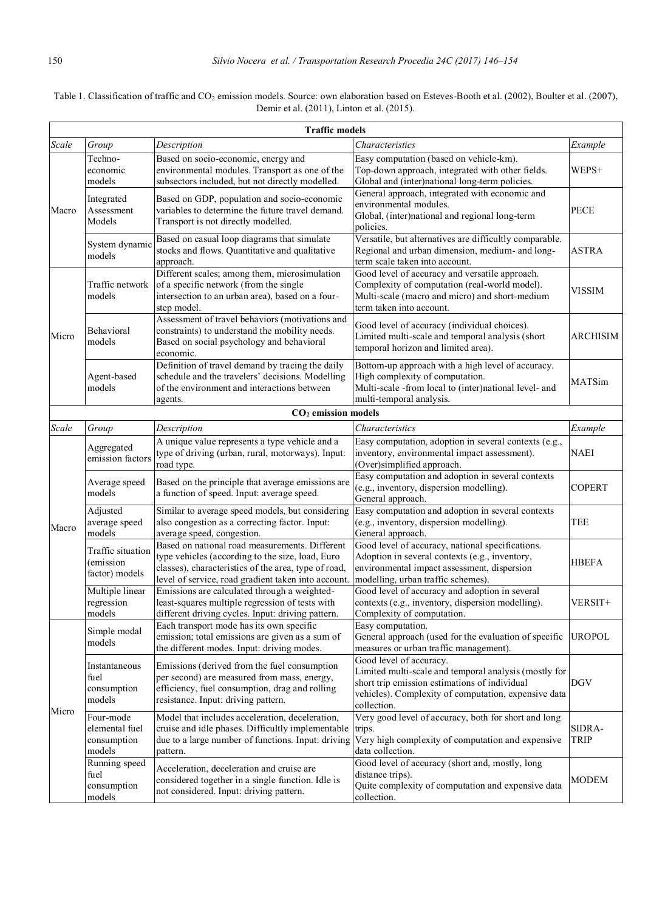Table 1. Classification of traffic and $CO_2$ emission models. Source: own elaboration based on Esteves-Booth et al. (2002), Boulter et al. (2007), Demir et al. (2011), Linton et al. (2015).

| **Traffic models** | | | | |
|---|---|---|---|---|
| *Scale* | *Group* | *Description* | *Characteristics* | *Example* |
| Macro | Techno-economic models | Based on socio-economic, energy and environmental modules. Transport as one of the subsectors included, but not directly modelled. | Easy computation (based on vehicle-km). Top-down approach, integrated with other fields. Global and (inter)national long-term policies. | WEPS+ |
| | Integrated Assessment Models | Based on GDP, population and socio-economic variables to determine the future travel demand. Transport is not directly modelled. | General approach, integrated with economic and environmental modules. Global, (inter)national and regional long-term policies. | PECE |
| | System dynamic models | Based on casual loop diagrams that simulate stocks and flows. Quantitative and qualitative approach. | Versatile, but alternatives are difficultly comparable. Regional and urban dimension, medium- and long-term scale taken into account. | ASTRA |
| Micro | Traffic network models | Different scales; among them, microsimulation of a specific network (from the single intersection to an urban area), based on a four-step model. | Good level of accuracy and versatile approach. Complexity of computation (real-world model). Multi-scale (macro and micro) and short-medium term taken into account. | VISSIM |
| | Behavioral models | Assessment of travel behaviors (motivations and constraints) to understand the mobility needs. Based on social psychology and behavioral economic. | Good level of accuracy (individual choices). Limited multi-scale and temporal analysis (short temporal horizon and limited area). | ARCHISIM |
| | Agent-based models | Definition of travel demand by tracing the daily schedule and the travelers' decisions. Modelling of the environment and interactions between agents. | Bottom-up approach with a high level of accuracy. High complexity of computation. Multi-scale -from local to (inter)national level- and multi-temporal analysis. | MATSim |
| **$CO_2$ emission models** | | | | |
| *Scale* | *Group* | *Description* | *Characteristics* | *Example* |
| Macro | Aggregated emission factors | A unique value represents a type vehicle and a type of driving (urban, rural, motorways). Input: road type. | Easy computation, adoption in several contexts (e.g., inventory, environmental impact assessment). (Over)simplified approach. | NAEI |
| | Average speed models | Based on the principle that average emissions are a function of speed. Input: average speed. | Easy computation and adoption in several contexts (e.g., inventory, dispersion modelling). General approach. | COPERT |
| | Adjusted average speed models | Similar to average speed models, but considering also congestion as a correcting factor. Input: average speed, congestion. | Easy computation and adoption in several contexts (e.g., inventory, dispersion modelling). General approach. | TEE |
| | Traffic situation (emission factor) models | Based on national road measurements. Different type vehicles (according to the size, load, Euro classes), characteristics of the area, type of road, level of service, road gradient taken into account. | Good level of accuracy, national specifications. Adoption in several contexts (e.g., inventory, environmental impact assessment, dispersion modelling, urban traffic schemes). | HBEFA |
| | Multiple linear regression models | Emissions are calculated through a weighted-least-squares multiple regression of tests with different driving cycles. Input: driving pattern. | Good level of accuracy and adoption in several contexts (e.g., inventory, dispersion modelling). Complexity of computation. | VERSIT+ |
| Micro | Simple modal models | Each transport mode has its own specific emission; total emissions are given as a sum of the different modes. Input: driving modes. | Easy computation. General approach (used for the evaluation of specific measures or urban traffic management). | UROPOL |
| | Instantaneous fuel consumption models | Emissions (derived from the fuel consumption per second) are measured from mass, energy, efficiency, fuel consumption, drag and rolling resistance. Input: driving pattern. | Good level of accuracy. Limited multi-scale and temporal analysis (mostly for short trip emission estimations of individual vehicles). Complexity of computation, expensive data collection. | DGV |
| | Four-mode elemental fuel consumption models | Model that includes acceleration, deceleration, cruise and idle phases. Difficultly implementable due to a large number of functions. Input: driving pattern. | Very good level of accuracy, both for short and long trips. Very high complexity of computation and expensive data collection. | SIDRA-TRIP |
| | Running speed fuel consumption models | Acceleration, deceleration and cruise are considered together in a single function. Idle is not considered. Input: driving pattern. | Good level of accuracy (short and, mostly, long distance trips). Quite complexity of computation and expensive data collection. | MODEM |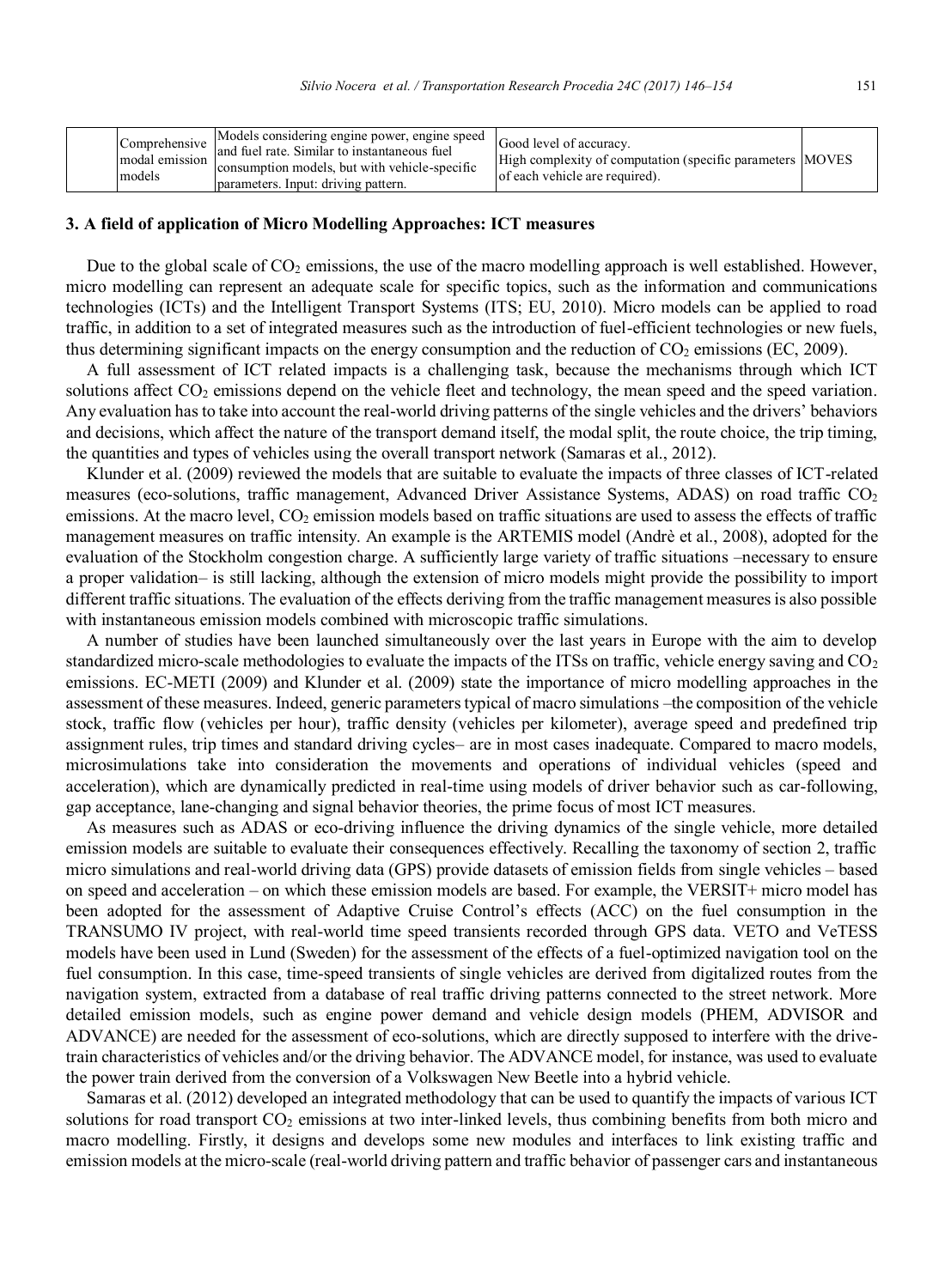| | | | | |
|---|---|---|---|---|
| | Comprehensive modal emission models | Models considering engine power, engine speed and fuel rate. Similar to instantaneous fuel consumption models, but with vehicle-specific parameters. Input: driving pattern. | Good level of accuracy. High complexity of computation (specific parameters of each vehicle are required). | MOVES |

## 3. A field of application of Micro Modelling Approaches: ICT measures

Due to the global scale of $CO_2$ emissions, the use of the macro modelling approach is well established. However, micro modelling can represent an adequate scale for specific topics, such as the information and communications technologies (ICTs) and the Intelligent Transport Systems (ITS; EU, 2010). Micro models can be applied to road traffic, in addition to a set of integrated measures such as the introduction of fuel-efficient technologies or new fuels, thus determining significant impacts on the energy consumption and the reduction of $CO_2$ emissions (EC, 2009).

A full assessment of ICT related impacts is a challenging task, because the mechanisms through which ICT solutions affect $CO_2$ emissions depend on the vehicle fleet and technology, the mean speed and the speed variation. Any evaluation has to take into account the real-world driving patterns of the single vehicles and the drivers' behaviors and decisions, which affect the nature of the transport demand itself, the modal split, the route choice, the trip timing, the quantities and types of vehicles using the overall transport network (Samaras et al., 2012).

Klunder et al. (2009) reviewed the models that are suitable to evaluate the impacts of three classes of ICT-related measures (eco-solutions, traffic management, Advanced Driver Assistance Systems, ADAS) on road traffic $CO_2$ emissions. At the macro level, $CO_2$ emission models based on traffic situations are used to assess the effects of traffic management measures on traffic intensity. An example is the ARTEMIS model (Andrè et al., 2008), adopted for the evaluation of the Stockholm congestion charge. A sufficiently large variety of traffic situations –necessary to ensure a proper validation– is still lacking, although the extension of micro models might provide the possibility to import different traffic situations. The evaluation of the effects deriving from the traffic management measures is also possible with instantaneous emission models combined with microscopic traffic simulations.

A number of studies have been launched simultaneously over the last years in Europe with the aim to develop standardized micro-scale methodologies to evaluate the impacts of the ITSs on traffic, vehicle energy saving and $CO_2$ emissions. EC-METI (2009) and Klunder et al. (2009) state the importance of micro modelling approaches in the assessment of these measures. Indeed, generic parameters typical of macro simulations –the composition of the vehicle stock, traffic flow (vehicles per hour), traffic density (vehicles per kilometer), average speed and predefined trip assignment rules, trip times and standard driving cycles– are in most cases inadequate. Compared to macro models, microsimulations take into consideration the movements and operations of individual vehicles (speed and acceleration), which are dynamically predicted in real-time using models of driver behavior such as car-following, gap acceptance, lane-changing and signal behavior theories, the prime focus of most ICT measures.

As measures such as ADAS or eco-driving influence the driving dynamics of the single vehicle, more detailed emission models are suitable to evaluate their consequences effectively. Recalling the taxonomy of section 2, traffic micro simulations and real-world driving data (GPS) provide datasets of emission fields from single vehicles – based on speed and acceleration – on which these emission models are based. For example, the VERSIT+ micro model has been adopted for the assessment of Adaptive Cruise Control's effects (ACC) on the fuel consumption in the TRANSUMO IV project, with real-world time speed transients recorded through GPS data. VETO and VeTESS models have been used in Lund (Sweden) for the assessment of the effects of a fuel-optimized navigation tool on the fuel consumption. In this case, time-speed transients of single vehicles are derived from digitalized routes from the navigation system, extracted from a database of real traffic driving patterns connected to the street network. More detailed emission models, such as engine power demand and vehicle design models (PHEM, ADVISOR and ADVANCE) are needed for the assessment of eco-solutions, which are directly supposed to interfere with the drive-train characteristics of vehicles and/or the driving behavior. The ADVANCE model, for instance, was used to evaluate the power train derived from the conversion of a Volkswagen New Beetle into a hybrid vehicle.

Samaras et al. (2012) developed an integrated methodology that can be used to quantify the impacts of various ICT solutions for road transport $CO_2$ emissions at two inter-linked levels, thus combining benefits from both micro and macro modelling. Firstly, it designs and develops some new modules and interfaces to link existing traffic and emission models at the micro-scale (real-world driving pattern and traffic behavior of passenger cars and instantaneous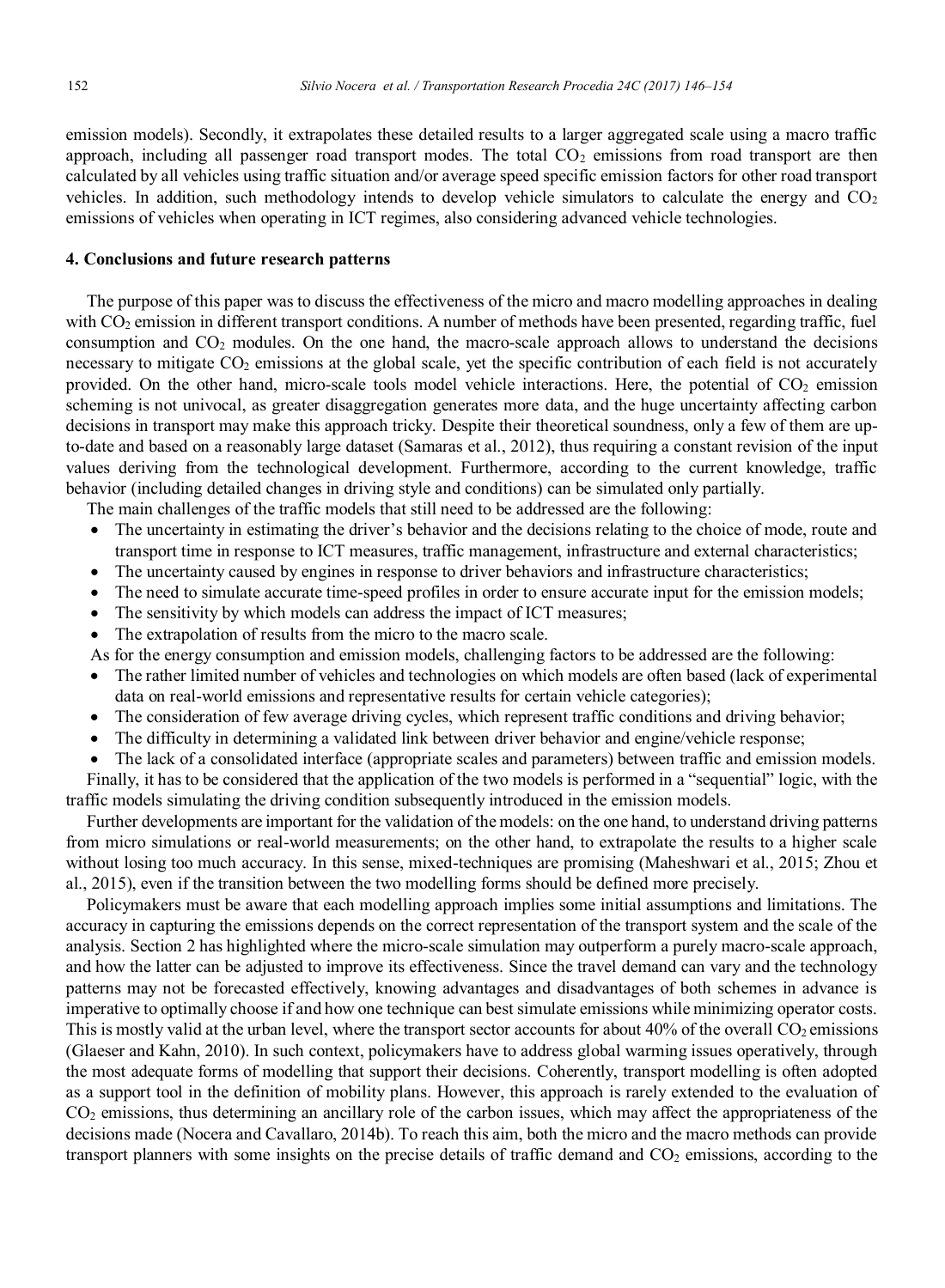emission models). Secondly, it extrapolates these detailed results to a larger aggregated scale using a macro traffic approach, including all passenger road transport modes. The total $CO_2$ emissions from road transport are then calculated by all vehicles using traffic situation and/or average speed specific emission factors for other road transport vehicles. In addition, such methodology intends to develop vehicle simulators to calculate the energy and $CO_2$ emissions of vehicles when operating in ICT regimes, also considering advanced vehicle technologies.

## 4. Conclusions and future research patterns

The purpose of this paper was to discuss the effectiveness of the micro and macro modelling approaches in dealing with $CO_2$ emission in different transport conditions. A number of methods have been presented, regarding traffic, fuel consumption and $CO_2$ modules. On the one hand, the macro-scale approach allows to understand the decisions necessary to mitigate $CO_2$ emissions at the global scale, yet the specific contribution of each field is not accurately provided. On the other hand, micro-scale tools model vehicle interactions. Here, the potential of $CO_2$ emission scheming is not univocal, as greater disaggregation generates more data, and the huge uncertainty affecting carbon decisions in transport may make this approach tricky. Despite their theoretical soundness, only a few of them are up-to-date and based on a reasonably large dataset (Samaras et al., 2012), thus requiring a constant revision of the input values deriving from the technological development. Furthermore, according to the current knowledge, traffic behavior (including detailed changes in driving style and conditions) can be simulated only partially.

The main challenges of the traffic models that still need to be addressed are the following:

- The uncertainty in estimating the driver's behavior and the decisions relating to the choice of mode, route and transport time in response to ICT measures, traffic management, infrastructure and external characteristics;
- The uncertainty caused by engines in response to driver behaviors and infrastructure characteristics;
- The need to simulate accurate time-speed profiles in order to ensure accurate input for the emission models;
- The sensitivity by which models can address the impact of ICT measures;
- The extrapolation of results from the micro to the macro scale.

As for the energy consumption and emission models, challenging factors to be addressed are the following:

- The rather limited number of vehicles and technologies on which models are often based (lack of experimental data on real-world emissions and representative results for certain vehicle categories);
- The consideration of few average driving cycles, which represent traffic conditions and driving behavior;
- The difficulty in determining a validated link between driver behavior and engine/vehicle response;
- The lack of a consolidated interface (appropriate scales and parameters) between traffic and emission models.

Finally, it has to be considered that the application of the two models is performed in a "sequential" logic, with the traffic models simulating the driving condition subsequently introduced in the emission models.

Further developments are important for the validation of the models: on the one hand, to understand driving patterns from micro simulations or real-world measurements; on the other hand, to extrapolate the results to a higher scale without losing too much accuracy. In this sense, mixed-techniques are promising (Maheshwari et al., 2015; Zhou et al., 2015), even if the transition between the two modelling forms should be defined more precisely.

Policymakers must be aware that each modelling approach implies some initial assumptions and limitations. The accuracy in capturing the emissions depends on the correct representation of the transport system and the scale of the analysis. Section 2 has highlighted where the micro-scale simulation may outperform a purely macro-scale approach, and how the latter can be adjusted to improve its effectiveness. Since the travel demand can vary and the technology patterns may not be forecasted effectively, knowing advantages and disadvantages of both schemes in advance is imperative to optimally choose if and how one technique can best simulate emissions while minimizing operator costs. This is mostly valid at the urban level, where the transport sector accounts for about 40% of the overall $CO_2$ emissions (Glaeser and Kahn, 2010). In such context, policymakers have to address global warming issues operatively, through the most adequate forms of modelling that support their decisions. Coherently, transport modelling is often adopted as a support tool in the definition of mobility plans. However, this approach is rarely extended to the evaluation of $CO_2$ emissions, thus determining an ancillary role of the carbon issues, which may affect the appropriateness of the decisions made (Nocera and Cavallaro, 2014b). To reach this aim, both the micro and the macro methods can provide transport planners with some insights on the precise details of traffic demand and $CO_2$ emissions, according to the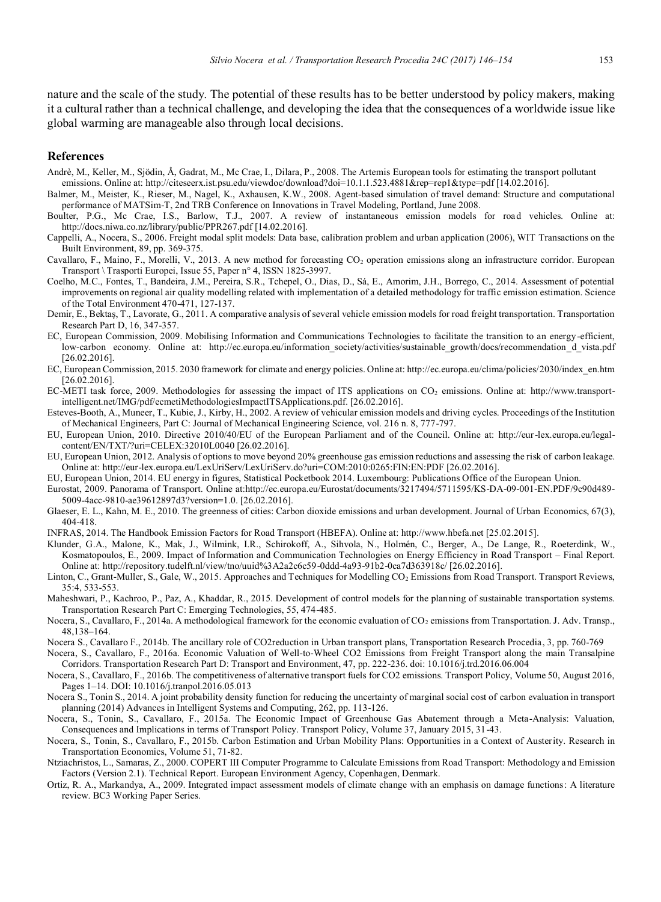nature and the scale of the study. The potential of these results has to be better understood by policy makers, making it a cultural rather than a technical challenge, and developing the idea that the consequences of a worldwide issue like global warming are manageable also through local decisions.

## References

Andrè, M., Keller, M., Sjödin, Å, Gadrat, M., Mc Crae, I., Dilara, P., 2008. The Artemis European tools for estimating the transport pollutant emissions. Online at: http://citeseerx.ist.psu.edu/viewdoc/download?doi=10.1.1.523.4881&rep=rep1&type=pdf [14.02.2016].

Balmer, M., Meister, K., Rieser, M., Nagel, K., Axhausen, K.W., 2008. Agent-based simulation of travel demand: Structure and computational performance of MATSim-T, 2nd TRB Conference on Innovations in Travel Modeling, Portland, June 2008.

Boulter, P.G., Mc Crae, I.S., Barlow, T.J., 2007. A review of instantaneous emission models for road vehicles. Online at: http://docs.niwa.co.nz/library/public/PPR267.pdf [14.02.2016].

Cappelli, A., Nocera, S., 2006. Freight modal split models: Data base, calibration problem and urban application (2006), WIT Transactions on the Built Environment, 89, pp. 369-375.

Cavallaro, F., Maino, F., Morelli, V., 2013. A new method for forecasting $CO_2$ operation emissions along an infrastructure corridor. European Transport \ Trasporti Europei, Issue 55, Paper n° 4, ISSN 1825-3997.

Coelho, M.C., Fontes, T., Bandeira, J.M., Pereira, S.R., Tchepel, O., Dias, D., Sá, E., Amorim, J.H., Borrego, C., 2014. Assessment of potential improvements on regional air quality modelling related with implementation of a detailed methodology for traffic emission estimation. Science of the Total Environment 470-471, 127-137.

Demir, E., Bektaş, T., Lavorate, G., 2011. A comparative analysis of several vehicle emission models for road freight transportation. Transportation Research Part D, 16, 347-357.

EC, European Commission, 2009. Mobilising Information and Communications Technologies to facilitate the transition to an energy-efficient, low-carbon economy. Online at: http://ec.europa.eu/information_society/activities/sustainable_growth/docs/recommendation_d_vista.pdf [26.02.2016].

EC, European Commission, 2015. 2030 framework for climate and energy policies. Online at: http://ec.europa.eu/clima/policies/2030/index_en.htm [26.02.2016].

EC-METI task force, 2009. Methodologies for assessing the impact of ITS applications on $CO_2$ emissions. Online at: http://www.transport-intelligent.net/IMG/pdf/ecmetiMethodologiesImpactITSApplications.pdf. [26.02.2016].

Esteves-Booth, A., Muneer, T., Kubie, J., Kirby, H., 2002. A review of vehicular emission models and driving cycles. Proceedings of the Institution of Mechanical Engineers, Part C: Journal of Mechanical Engineering Science, vol. 216 n. 8, 777-797.

EU, European Union, 2010. Directive 2010/40/EU of the European Parliament and of the Council. Online at: http://eur-lex.europa.eu/legal-content/EN/TXT/?uri=CELEX:32010L0040 [26.02.2016].

EU, European Union, 2012. Analysis of options to move beyond 20% greenhouse gas emission reductions and assessing the risk of carbon leakage. Online at: http://eur-lex.europa.eu/LexUriServ/LexUriServ.do?uri=COM:2010:0265:FIN:EN:PDF [26.02.2016].

EU, European Union, 2014. EU energy in figures, Statistical Pocketbook 2014. Luxembourg: Publications Office of the European Union.

Eurostat, 2009. Panorama of Transport. Online at:http://ec.europa.eu/Eurostat/documents/3217494/5711595/KS-DA-09-001-EN.PDF/9c90d489-5009-4acc-9810-ae39612897d3?version=1.0. [26.02.2016].

Glaeser, E. L., Kahn, M. E., 2010. The greenness of cities: Carbon dioxide emissions and urban development. Journal of Urban Economics, 67(3), 404-418.

INFRAS, 2014. The Handbook Emission Factors for Road Transport (HBEFA). Online at: http://www.hbefa.net [25.02.2015].

Klunder, G.A., Malone, K., Mak, J., Wilmink, I.R., Schirokoff, A., Sihvola, N., Holmén, C., Berger, A., De Lange, R., Roeterdink, W., Kosmatopoulos, E., 2009. Impact of Information and Communication Technologies on Energy Efficiency in Road Transport – Final Report. Online at: http://repository.tudelft.nl/view/tno/uuid%3A2a2c6c59-0ddd-4a93-91b2-0ca7d363918c/ [26.02.2016].

Linton, C., Grant-Muller, S., Gale, W., 2015. Approaches and Techniques for Modelling $CO_2$ Emissions from Road Transport. Transport Reviews, 35:4, 533-553.

Maheshwari, P., Kachroo, P., Paz, A., Khaddar, R., 2015. Development of control models for the planning of sustainable transportation systems. Transportation Research Part C: Emerging Technologies, 55, 474-485.

Nocera, S., Cavallaro, F., 2014a. A methodological framework for the economic evaluation of $CO_2$ emissions from Transportation. J. Adv. Transp., 48,138–164.

Nocera S., Cavallaro F., 2014b. The ancillary role of CO2reduction in Urban transport plans, Transportation Research Procedia, 3, pp. 760-769

Nocera, S., Cavallaro, F., 2016a. Economic Valuation of Well-to-Wheel CO2 Emissions from Freight Transport along the main Transalpine Corridors. Transportation Research Part D: Transport and Environment, 47, pp. 222-236. doi: 10.1016/j.trd.2016.06.004

Nocera, S., Cavallaro, F., 2016b. The competitiveness of alternative transport fuels for CO2 emissions. Transport Policy, Volume 50, August 2016, Pages 1–14. DOI: 10.1016/j.tranpol.2016.05.013

Nocera S., Tonin S., 2014. A joint probability density function for reducing the uncertainty of marginal social cost of carbon evaluation in transport planning (2014) Advances in Intelligent Systems and Computing, 262, pp. 113-126.

Nocera, S., Tonin, S., Cavallaro, F., 2015a. The Economic Impact of Greenhouse Gas Abatement through a Meta-Analysis: Valuation, Consequences and Implications in terms of Transport Policy. Transport Policy, Volume 37, January 2015, 31-43.

Nocera, S., Tonin, S., Cavallaro, F., 2015b. Carbon Estimation and Urban Mobility Plans: Opportunities in a Context of Austerity. Research in Transportation Economics, Volume 51, 71-82.

Ntziachristos, L., Samaras, Z., 2000. COPERT III Computer Programme to Calculate Emissions from Road Transport: Methodology and Emission Factors (Version 2.1). Technical Report. European Environment Agency, Copenhagen, Denmark.

Ortiz, R. A., Markandya, A., 2009. Integrated impact assessment models of climate change with an emphasis on damage functions: A literature review. BC3 Working Paper Series.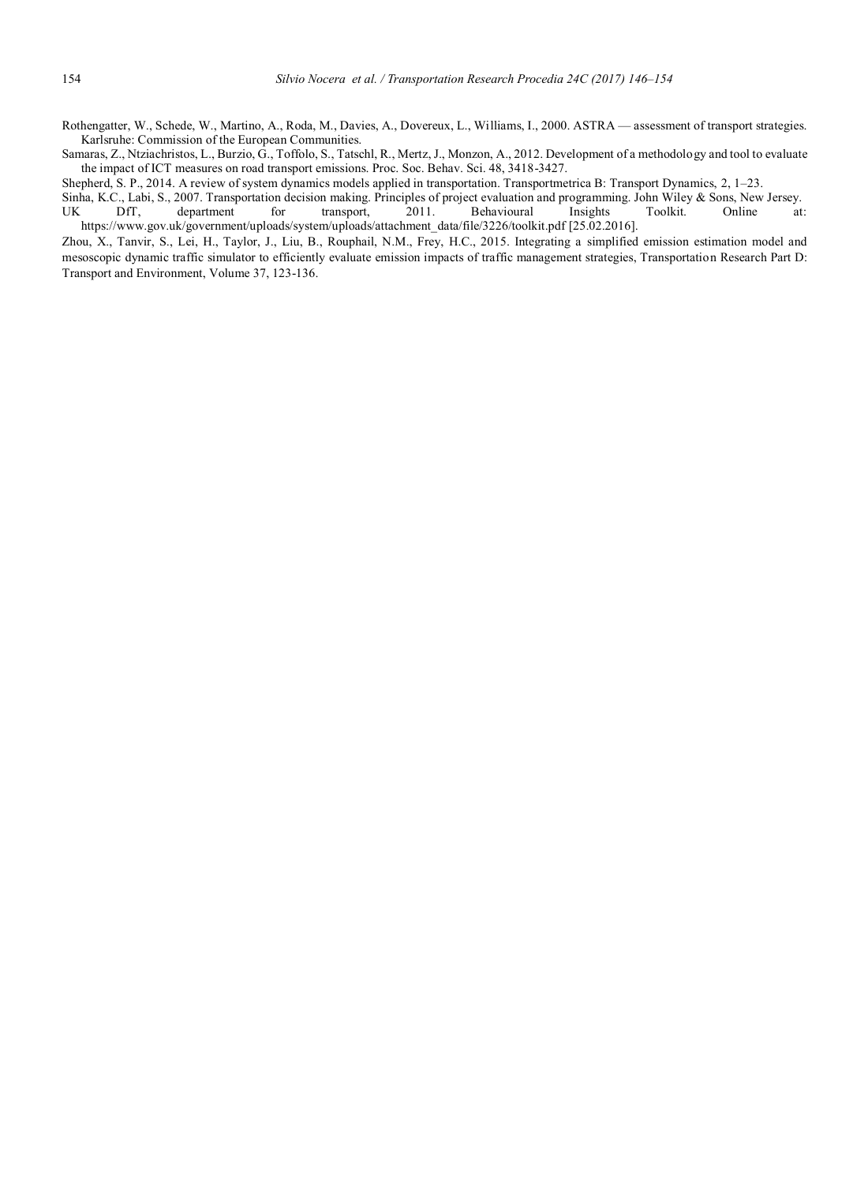Rothengatter, W., Schede, W., Martino, A., Roda, M., Davies, A., Dovereux, L., Williams, I., 2000. ASTRA — assessment of transport strategies. Karlsruhe: Commission of the European Communities.

Samaras, Z., Ntziachristos, L., Burzio, G., Toffolo, S., Tatschl, R., Mertz, J., Monzon, A., 2012. Development of a methodology and tool to evaluate the impact of ICT measures on road transport emissions. Proc. Soc. Behav. Sci. 48, 3418-3427.

Shepherd, S. P., 2014. A review of system dynamics models applied in transportation. Transportmetrica B: Transport Dynamics, 2, 1–23.

Sinha, K.C., Labi, S., 2007. Transportation decision making. Principles of project evaluation and programming. John Wiley & Sons, New Jersey.

UK DfT, department for transport, 2011. Behavioural Insights Toolkit. Online at: https://www.gov.uk/government/uploads/system/uploads/attachment_data/file/3226/toolkit.pdf [25.02.2016].

Zhou, X., Tanvir, S., Lei, H., Taylor, J., Liu, B., Rouphail, N.M., Frey, H.C., 2015. Integrating a simplified emission estimation model and mesoscopic dynamic traffic simulator to efficiently evaluate emission impacts of traffic management strategies, Transportation Research Part D: Transport and Environment, Volume 37, 123-136.